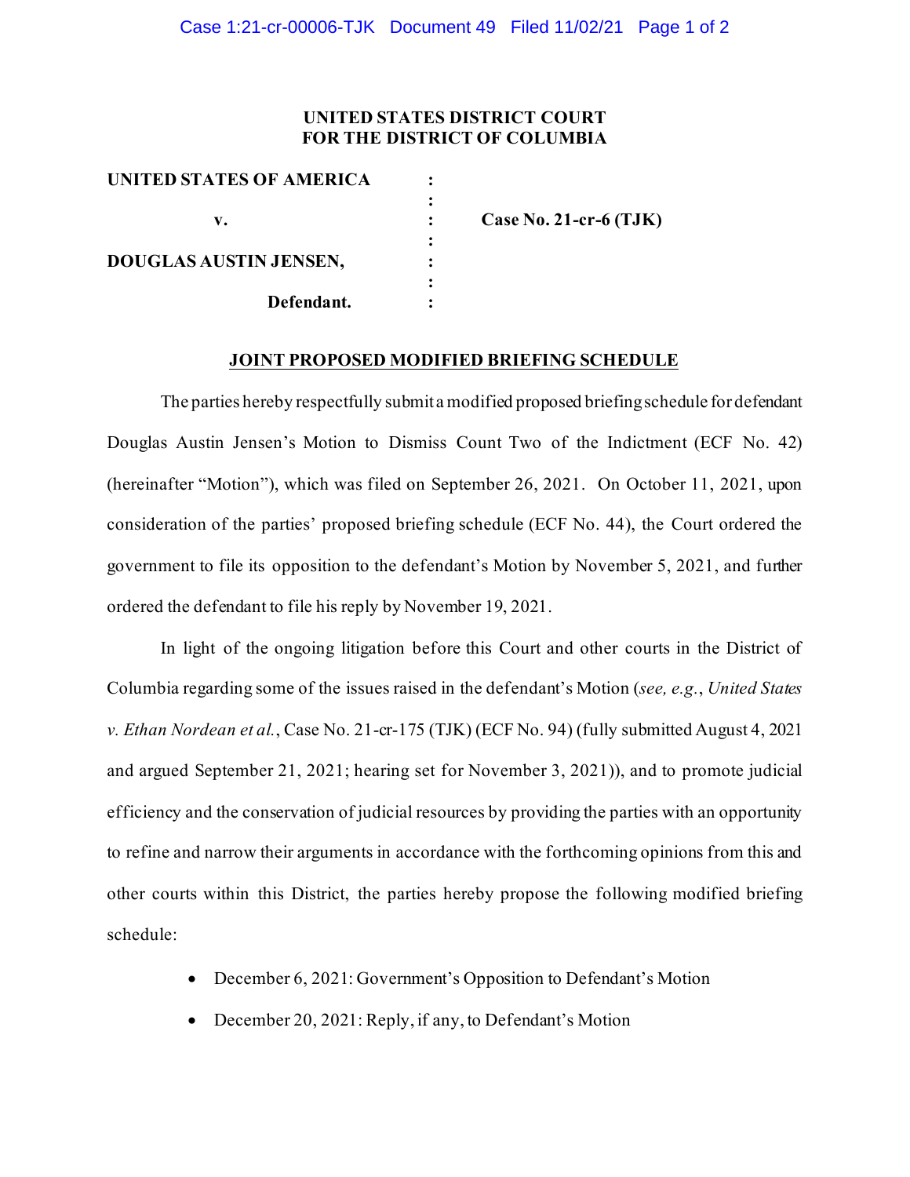# UNITED STATES DISTRICT COURT
# FOR THE DISTRICT OF COLUMBIA

| | | |
|---|---|---|
| **UNITED STATES OF AMERICA** | : | |
| | : | |
| **v.** | : | **Case No. 21-cr-6 (TJK)** |
| | : | |
| **DOUGLAS AUSTIN JENSEN,** | : | |
| | : | |
| **Defendant.** | : | |

## JOINT PROPOSED MODIFIED BRIEFING SCHEDULE

The parties hereby respectfully submit a modified proposed briefing schedule for defendant Douglas Austin Jensen's Motion to Dismiss Count Two of the Indictment (ECF No. 42) (hereinafter "Motion"), which was filed on September 26, 2021. On October 11, 2021, upon consideration of the parties' proposed briefing schedule (ECF No. 44), the Court ordered the government to file its opposition to the defendant's Motion by November 5, 2021, and further ordered the defendant to file his reply by November 19, 2021.

In light of the ongoing litigation before this Court and other courts in the District of Columbia regarding some of the issues raised in the defendant's Motion (*see, e.g.*, *United States v. Ethan Nordean et al.*, Case No. 21-cr-175 (TJK) (ECF No. 94) (fully submitted August 4, 2021 and argued September 21, 2021; hearing set for November 3, 2021)), and to promote judicial efficiency and the conservation of judicial resources by providing the parties with an opportunity to refine and narrow their arguments in accordance with the forthcoming opinions from this and other courts within this District, the parties hereby propose the following modified briefing schedule:

- December 6, 2021: Government's Opposition to Defendant's Motion
- December 20, 2021: Reply, if any, to Defendant's Motion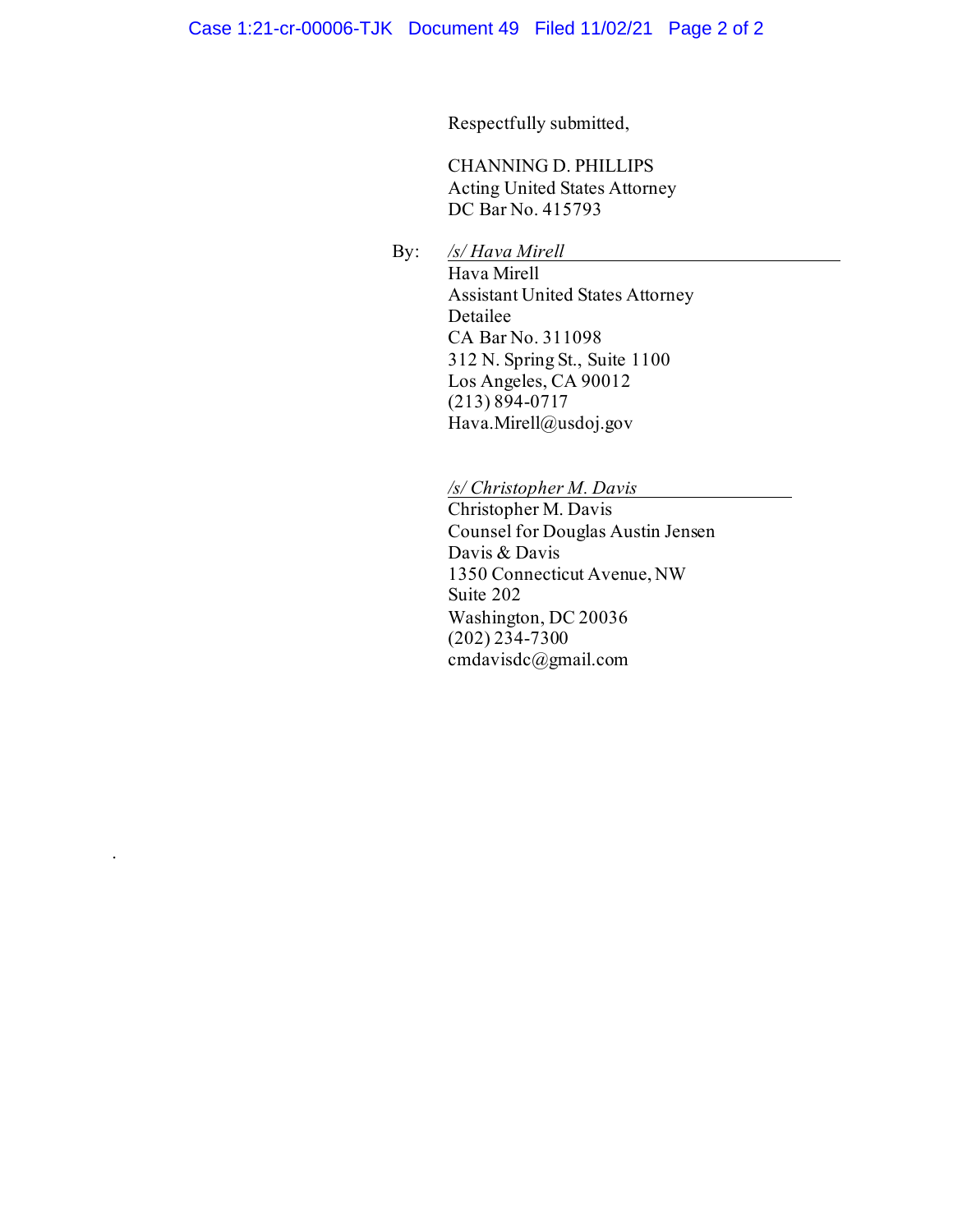Respectfully submitted,

CHANNING D. PHILLIPS
Acting United States Attorney
DC Bar No. 415793

By: */s/ Hava Mirell*
Hava Mirell
Assistant United States Attorney
Detailee
CA Bar No. 311098
312 N. Spring St., Suite 1100
Los Angeles, CA 90012
(213) 894-0717
Hava.Mirell@usdoj.gov

*/s/ Christopher M. Davis*
Christopher M. Davis
Counsel for Douglas Austin Jensen
Davis & Davis
1350 Connecticut Avenue, NW
Suite 202
Washington, DC 20036
(202) 234-7300
cmdavisdc@gmail.com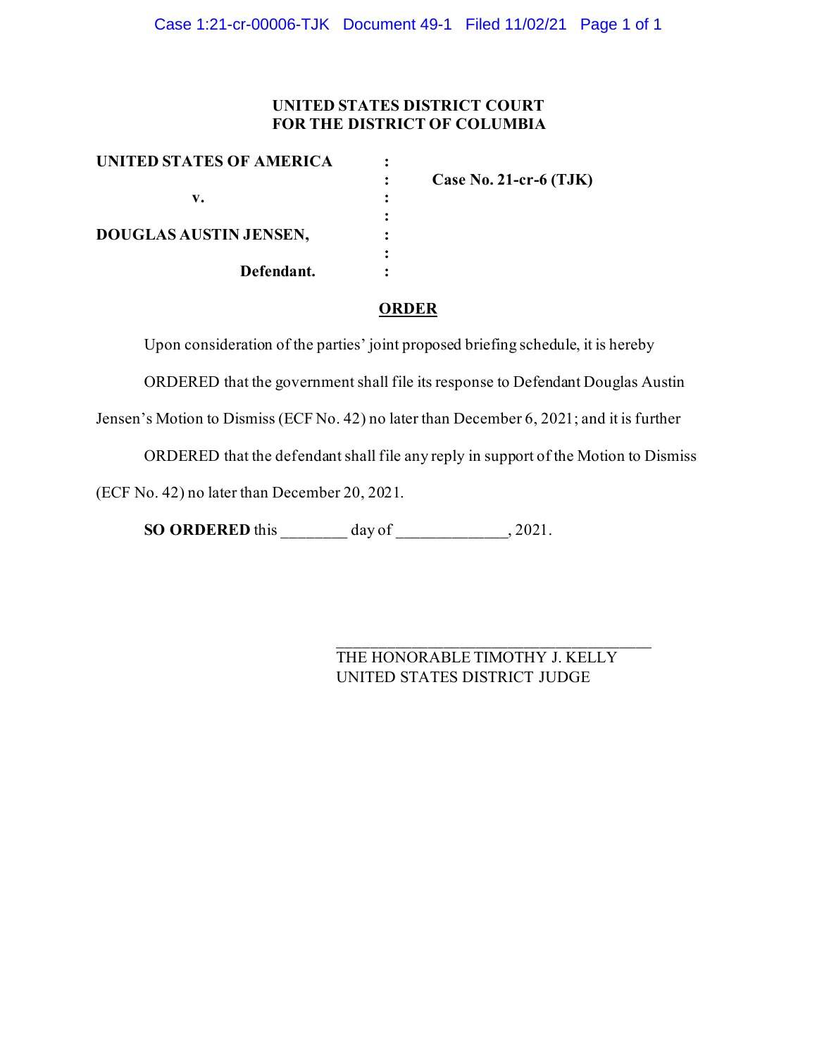**UNITED STATES DISTRICT COURT**
**FOR THE DISTRICT OF COLUMBIA**

| | | |
|---|---|---|
| **UNITED STATES OF AMERICA** | : | |
| | : | **Case No. 21-cr-6 (TJK)** |
| **v.** | : | |
| | : | |
| **DOUGLAS AUSTIN JENSEN,** | : | |
| | : | |
| **Defendant.** | : | |

## ORDER

Upon consideration of the parties' joint proposed briefing schedule, it is hereby

ORDERED that the government shall file its response to Defendant Douglas Austin Jensen's Motion to Dismiss (ECF No. 42) no later than December 6, 2021; and it is further

ORDERED that the defendant shall file any reply in support of the Motion to Dismiss (ECF No. 42) no later than December 20, 2021.

**SO ORDERED** this ________ day of _____________, 2021.

_______________________________________
THE HONORABLE TIMOTHY J. KELLY
UNITED STATES DISTRICT JUDGE